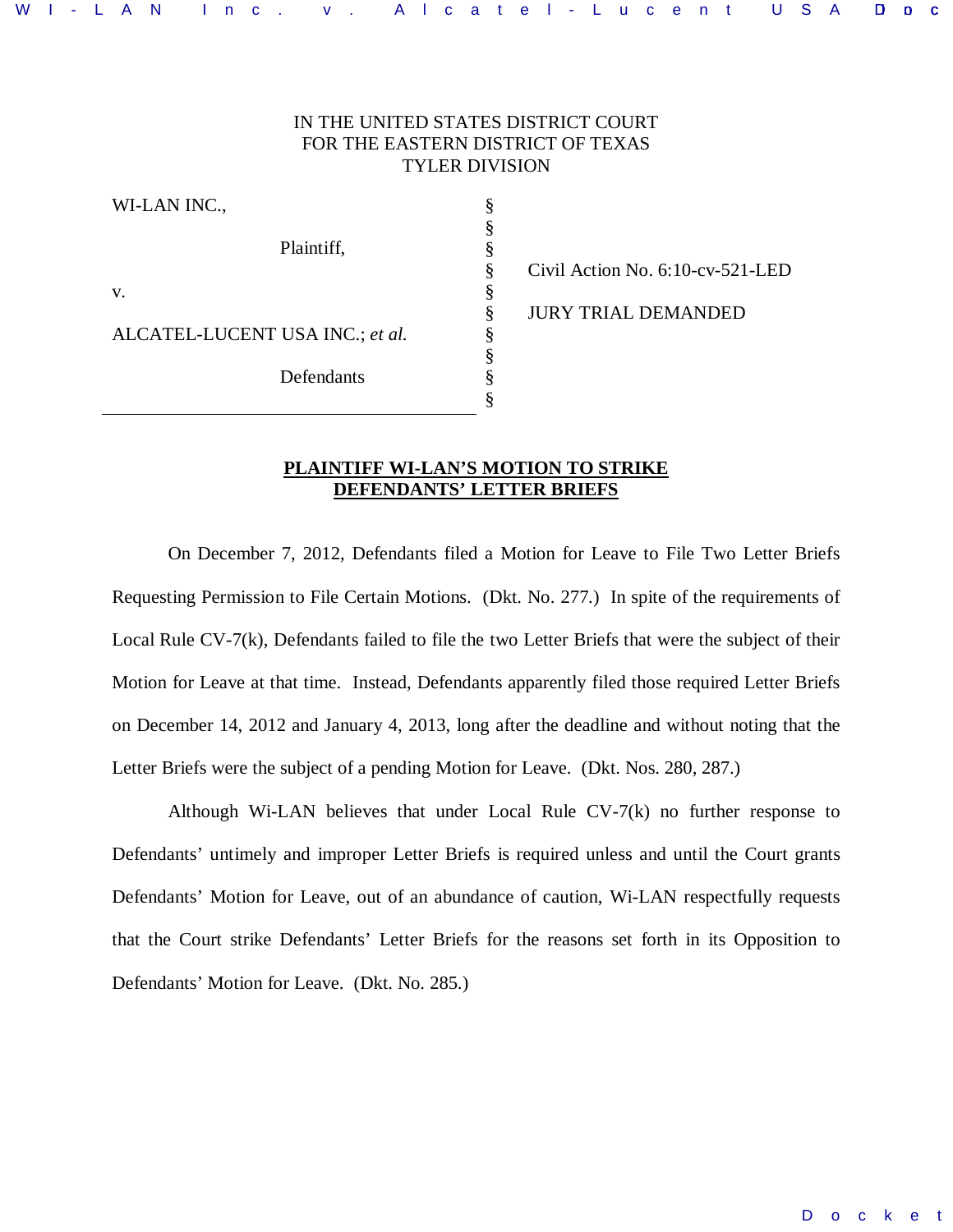IN THE UNITED STATES DISTRICT COURT
FOR THE EASTERN DISTRICT OF TEXAS
TYLER DIVISION

| | | |
|---|---|---|
| WI-LAN INC., | § | |
| | § | |
| Plaintiff, | § | |
| | § | Civil Action No. 6:10-cv-521-LED |
| v. | § | |
| | § | JURY TRIAL DEMANDED |
| ALCATEL-LUCENT USA INC.; *et al.* | § | |
| | § | |
| Defendants | § | |
| | § | |

**PLAINTIFF WI-LAN'S MOTION TO STRIKE DEFENDANTS' LETTER BRIEFS**

On December 7, 2012, Defendants filed a Motion for Leave to File Two Letter Briefs Requesting Permission to File Certain Motions. (Dkt. No. 277.) In spite of the requirements of Local Rule CV-7(k), Defendants failed to file the two Letter Briefs that were the subject of their Motion for Leave at that time. Instead, Defendants apparently filed those required Letter Briefs on December 14, 2012 and January 4, 2013, long after the deadline and without noting that the Letter Briefs were the subject of a pending Motion for Leave. (Dkt. Nos. 280, 287.)

Although Wi-LAN believes that under Local Rule CV-7(k) no further response to Defendants' untimely and improper Letter Briefs is required unless and until the Court grants Defendants' Motion for Leave, out of an abundance of caution, Wi-LAN respectfully requests that the Court strike Defendants' Letter Briefs for the reasons set forth in its Opposition to Defendants' Motion for Leave. (Dkt. No. 285.)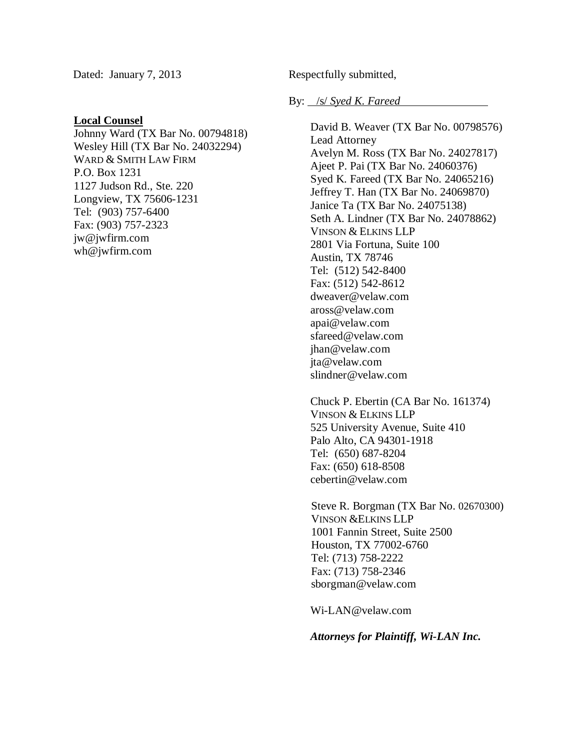Dated: January 7, 2013

Respectfully submitted,

By: /s/ *Syed K. Fareed*

David B. Weaver (TX Bar No. 00798576)
Lead Attorney
Avelyn M. Ross (TX Bar No. 24027817)
Ajeet P. Pai (TX Bar No. 24060376)
Syed K. Fareed (TX Bar No. 24065216)
Jeffrey T. Han (TX Bar No. 24069870)
Janice Ta (TX Bar No. 24075138)
Seth A. Lindner (TX Bar No. 24078862)
VINSON & ELKINS LLP
2801 Via Fortuna, Suite 100
Austin, TX 78746
Tel: (512) 542-8400
Fax: (512) 542-8612
dweaver@velaw.com
aross@velaw.com
apai@velaw.com
sfareed@velaw.com
jhan@velaw.com
jta@velaw.com
slindner@velaw.com

Chuck P. Ebertin (CA Bar No. 161374)
VINSON & ELKINS LLP
525 University Avenue, Suite 410
Palo Alto, CA 94301-1918
Tel: (650) 687-8204
Fax: (650) 618-8508
cebertin@velaw.com

Steve R. Borgman (TX Bar No. 02670300)
VINSON &ELKINS LLP
1001 Fannin Street, Suite 2500
Houston, TX 77002-6760
Tel: (713) 758-2222
Fax: (713) 758-2346
sborgman@velaw.com

Wi-LAN@velaw.com

***Attorneys for Plaintiff, Wi-LAN Inc.***

**Local Counsel**

Johnny Ward (TX Bar No. 00794818)
Wesley Hill (TX Bar No. 24032294)
WARD & SMITH LAW FIRM
P.O. Box 1231
1127 Judson Rd., Ste. 220
Longview, TX 75606-1231
Tel: (903) 757-6400
Fax: (903) 757-2323
jw@jwfirm.com
wh@jwfirm.com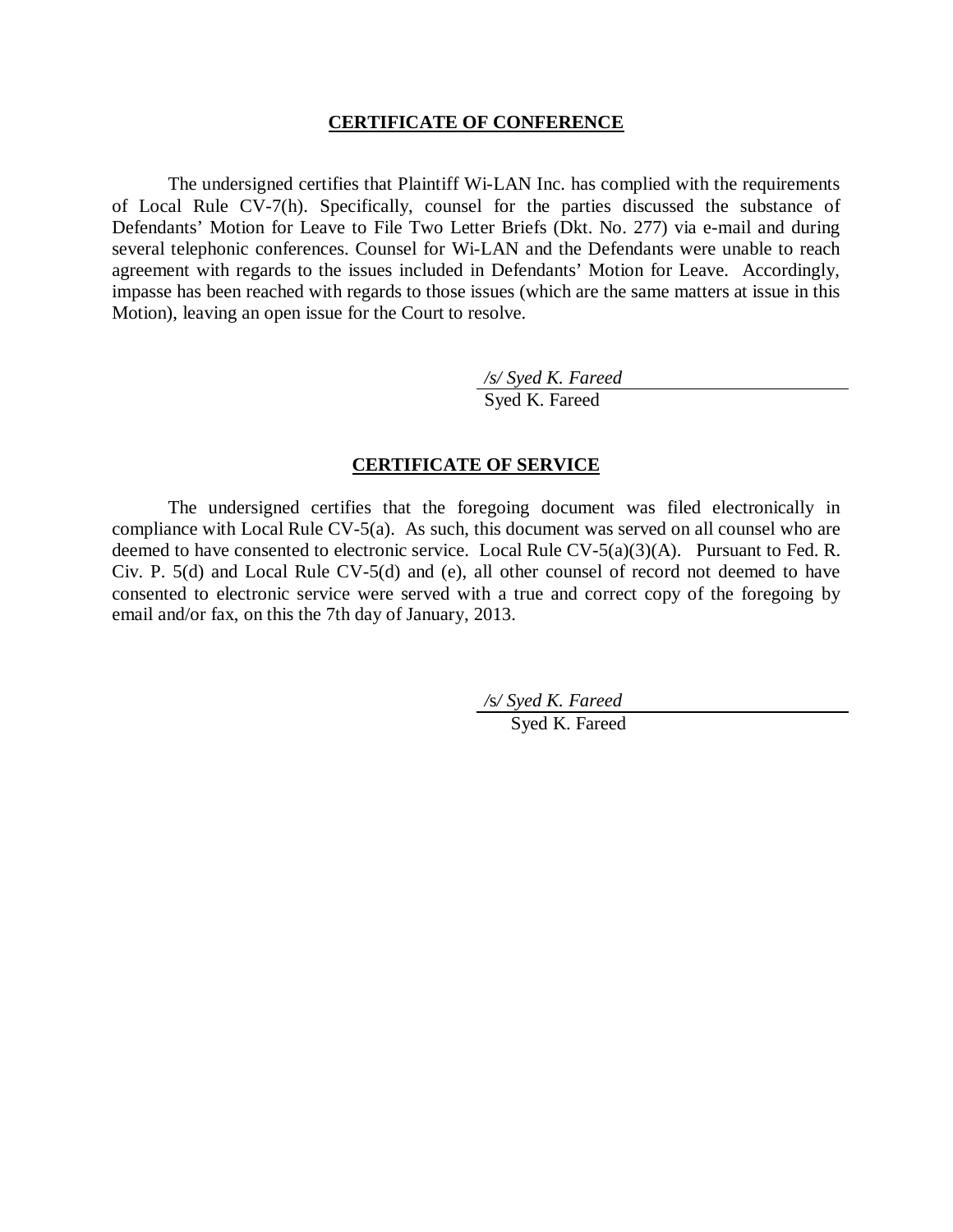## CERTIFICATE OF CONFERENCE

The undersigned certifies that Plaintiff Wi-LAN Inc. has complied with the requirements of Local Rule CV-7(h). Specifically, counsel for the parties discussed the substance of Defendants' Motion for Leave to File Two Letter Briefs (Dkt. No. 277) via e-mail and during several telephonic conferences. Counsel for Wi-LAN and the Defendants were unable to reach agreement with regards to the issues included in Defendants' Motion for Leave. Accordingly, impasse has been reached with regards to those issues (which are the same matters at issue in this Motion), leaving an open issue for the Court to resolve.

*/s/ Syed K. Fareed*
Syed K. Fareed

## CERTIFICATE OF SERVICE

The undersigned certifies that the foregoing document was filed electronically in compliance with Local Rule CV-5(a). As such, this document was served on all counsel who are deemed to have consented to electronic service. Local Rule CV-5(a)(3)(A). Pursuant to Fed. R. Civ. P. 5(d) and Local Rule CV-5(d) and (e), all other counsel of record not deemed to have consented to electronic service were served with a true and correct copy of the foregoing by email and/or fax, on this the 7th day of January, 2013.

*/s/ Syed K. Fareed*
Syed K. Fareed